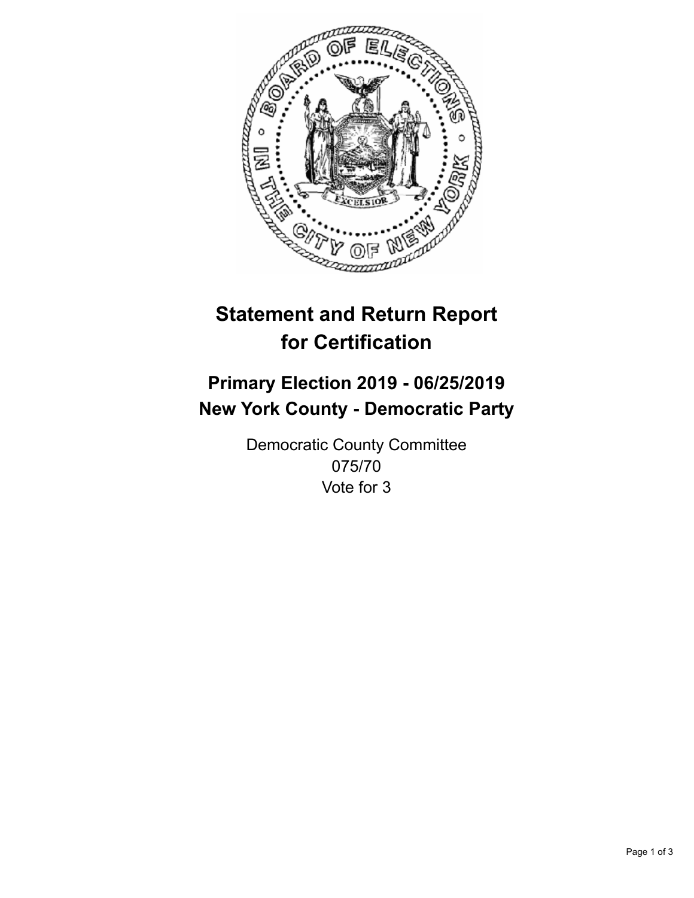# Statement and Return Report for Certification

## Primary Election 2019 - 06/25/2019
## New York County - Democratic Party

Democratic County Committee
075/70
Vote for 3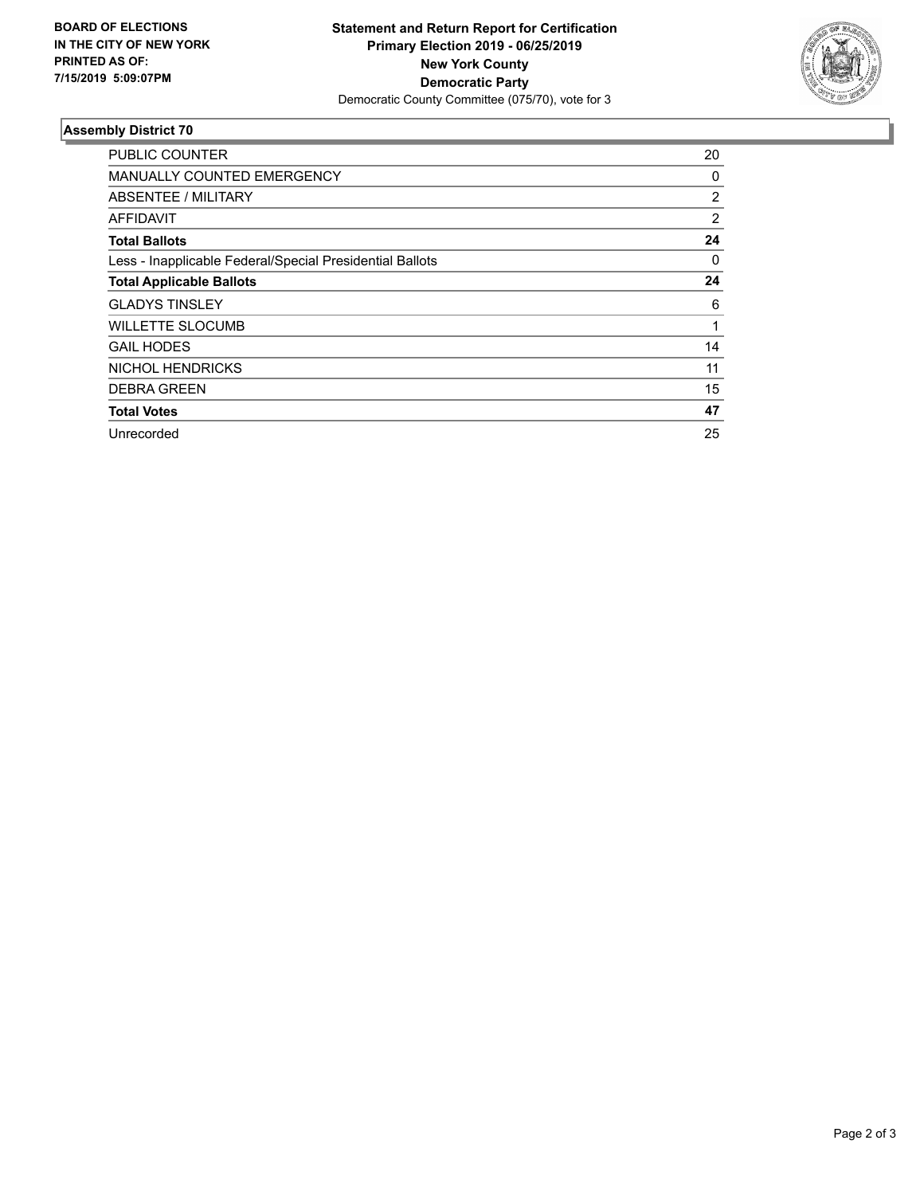**BOARD OF ELECTIONS IN THE CITY OF NEW YORK PRINTED AS OF: 7/15/2019 5:09:07PM**

**Statement and Return Report for Certification**
**Primary Election 2019 - 06/25/2019**
**New York County**
**Democratic Party**
Democratic County Committee (075/70), vote for 3

### Assembly District 70

| | |
|---|---|
| PUBLIC COUNTER | 20 |
| MANUALLY COUNTED EMERGENCY | 0 |
| ABSENTEE / MILITARY | 2 |
| AFFIDAVIT | 2 |
| **Total Ballots** | **24** |
| Less - Inapplicable Federal/Special Presidential Ballots | 0 |
| **Total Applicable Ballots** | **24** |
| GLADYS TINSLEY | 6 |
| WILLETTE SLOCUMB | 1 |
| GAIL HODES | 14 |
| NICHOL HENDRICKS | 11 |
| DEBRA GREEN | 15 |
| **Total Votes** | **47** |
| Unrecorded | 25 |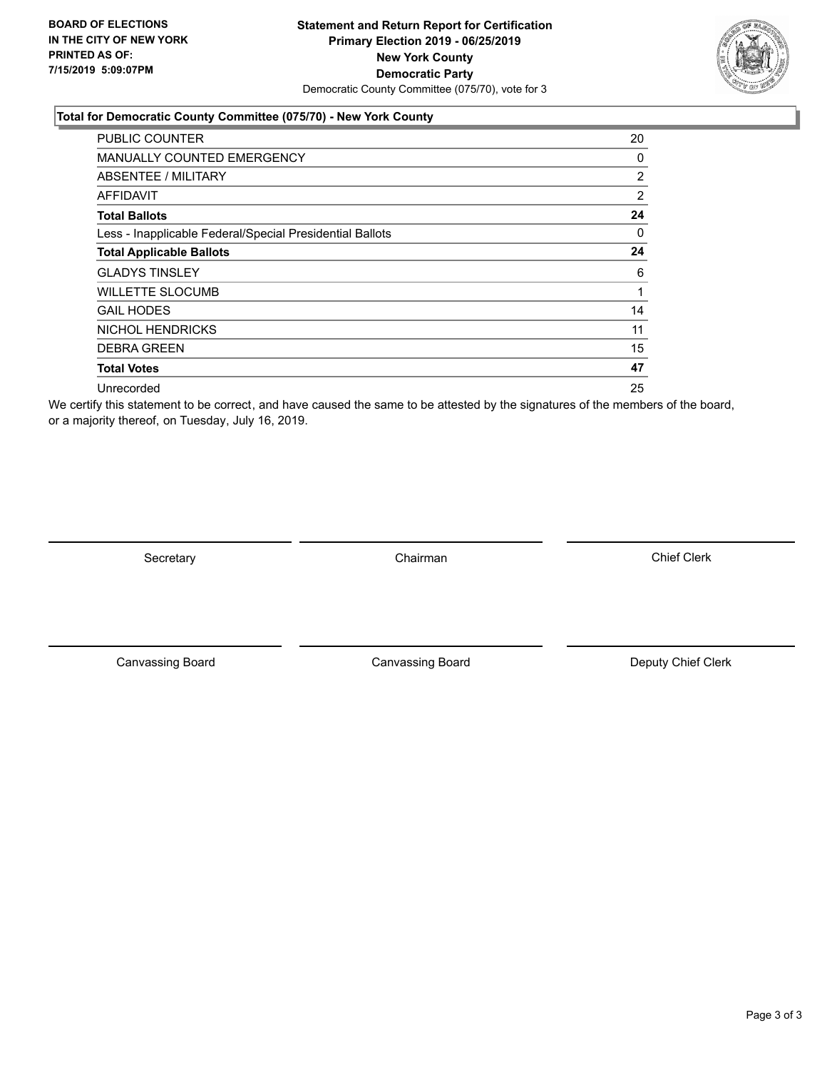**BOARD OF ELECTIONS IN THE CITY OF NEW YORK PRINTED AS OF: 7/15/2019 5:09:07PM**

**Statement and Return Report for Certification**
**Primary Election 2019 - 06/25/2019**
**New York County**
**Democratic Party**
Democratic County Committee (075/70), vote for 3

**Total for Democratic County Committee (075/70) - New York County**

| | |
|---|---|
| PUBLIC COUNTER | 20 |
| MANUALLY COUNTED EMERGENCY | 0 |
| ABSENTEE / MILITARY | 2 |
| AFFIDAVIT | 2 |
| **Total Ballots** | **24** |
| Less - Inapplicable Federal/Special Presidential Ballots | 0 |
| **Total Applicable Ballots** | **24** |
| GLADYS TINSLEY | 6 |
| WILLETTE SLOCUMB | 1 |
| GAIL HODES | 14 |
| NICHOL HENDRICKS | 11 |
| DEBRA GREEN | 15 |
| **Total Votes** | **47** |
| Unrecorded | 25 |

We certify this statement to be correct, and have caused the same to be attested by the signatures of the members of the board, or a majority thereof, on Tuesday, July 16, 2019.

Secretary

Chairman

Chief Clerk

Canvassing Board

Canvassing Board

Deputy Chief Clerk